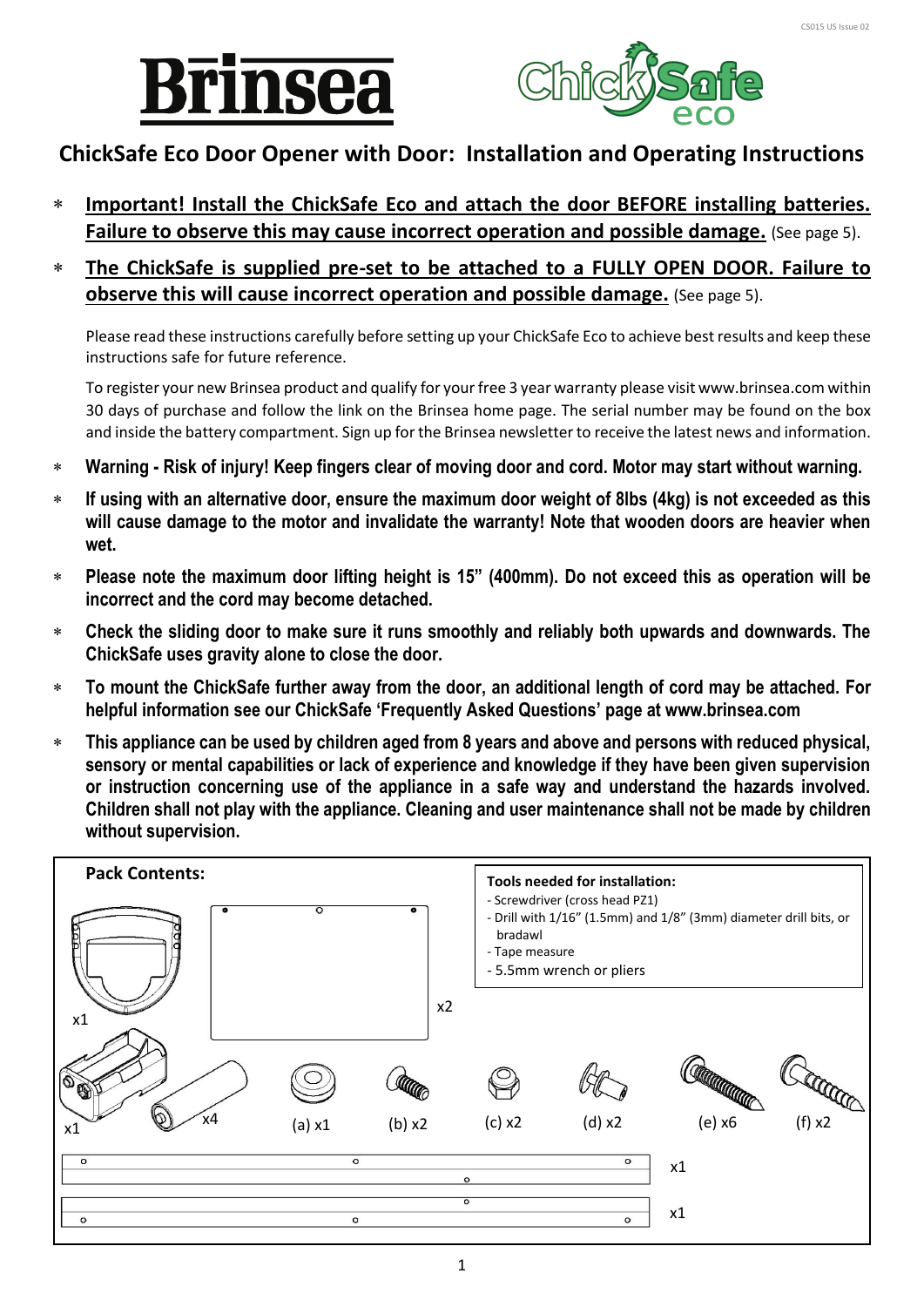# ChickSafe Eco Door Opener with Door: Installation and Operating Instructions

* **Important! Install the ChickSafe Eco and attach the door BEFORE installing batteries. Failure to observe this may cause incorrect operation and possible damage.** (See page 5).
* **The ChickSafe is supplied pre-set to be attached to a FULLY OPEN DOOR. Failure to observe this will cause incorrect operation and possible damage.** (See page 5).

Please read these instructions carefully before setting up your ChickSafe Eco to achieve best results and keep these instructions safe for future reference.

To register your new Brinsea product and qualify for your free 3 year warranty please visit www.brinsea.com within 30 days of purchase and follow the link on the Brinsea home page. The serial number may be found on the box and inside the battery compartment. Sign up for the Brinsea newsletter to receive the latest news and information.

* **Warning - Risk of injury! Keep fingers clear of moving door and cord. Motor may start without warning.**
* **If using with an alternative door, ensure the maximum door weight of 8lbs (4kg) is not exceeded as this will cause damage to the motor and invalidate the warranty! Note that wooden doors are heavier when wet.**
* **Please note the maximum door lifting height is 15" (400mm). Do not exceed this as operation will be incorrect and the cord may become detached.**
* **Check the sliding door to make sure it runs smoothly and reliably both upwards and downwards. The ChickSafe uses gravity alone to close the door.**
* **To mount the ChickSafe further away from the door, an additional length of cord may be attached. For helpful information see our ChickSafe 'Frequently Asked Questions' page at www.brinsea.com**
* **This appliance can be used by children aged from 8 years and above and persons with reduced physical, sensory or mental capabilities or lack of experience and knowledge if they have been given supervision or instruction concerning use of the appliance in a safe way and understand the hazards involved. Children shall not play with the appliance. Cleaning and user maintenance shall not be made by children without supervision.**

**Pack Contents:**

x1, x2, x1, x4, (a) x1, (b) x2, (c) x2, (d) x2, (e) x6, (f) x2, x1, x1

**Tools needed for installation:**

- Screwdriver (cross head PZ1)
- Drill with 1/16" (1.5mm) and 1/8" (3mm) diameter drill bits, or bradawl
- Tape measure
- 5.5mm wrench or pliers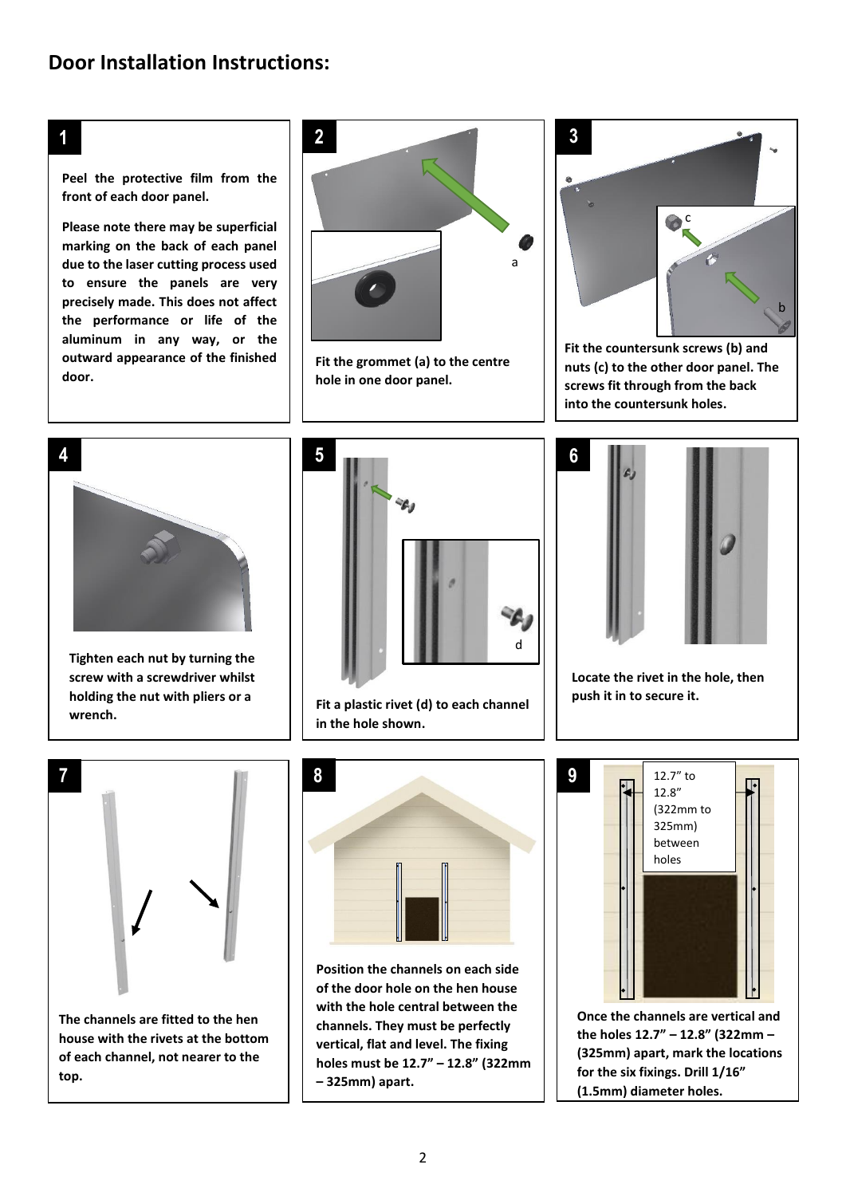## Door Installation Instructions:

### 1

**Peel the protective film from the front of each door panel.**

**Please note there may be superficial marking on the back of each panel due to the laser cutting process used to ensure the panels are very precisely made. This does not affect the performance or life of the aluminum in any way, or the outward appearance of the finished door.**

### 2

a

**Fit the grommet (a) to the centre hole in one door panel.**

### 3

c

b

**Fit the countersunk screws (b) and nuts (c) to the other door panel. The screws fit through from the back into the countersunk holes.**

### 4

**Tighten each nut by turning the screw with a screwdriver whilst holding the nut with pliers or a wrench.**

### 5

d

**Fit a plastic rivet (d) to each channel in the hole shown.**

### 6

**Locate the rivet in the hole, then push it in to secure it.**

### 7

**The channels are fitted to the hen house with the rivets at the bottom of each channel, not nearer to the top.**

### 8

**Position the channels on each side of the door hole on the hen house with the hole central between the channels. They must be perfectly vertical, flat and level. The fixing holes must be 12.7" – 12.8" (322mm – 325mm) apart.**

### 9

12.7" to 12.8" (322mm to 325mm) between holes

**Once the channels are vertical and the holes 12.7" – 12.8" (322mm – (325mm) apart, mark the locations for the six fixings. Drill 1/16" (1.5mm) diameter holes.**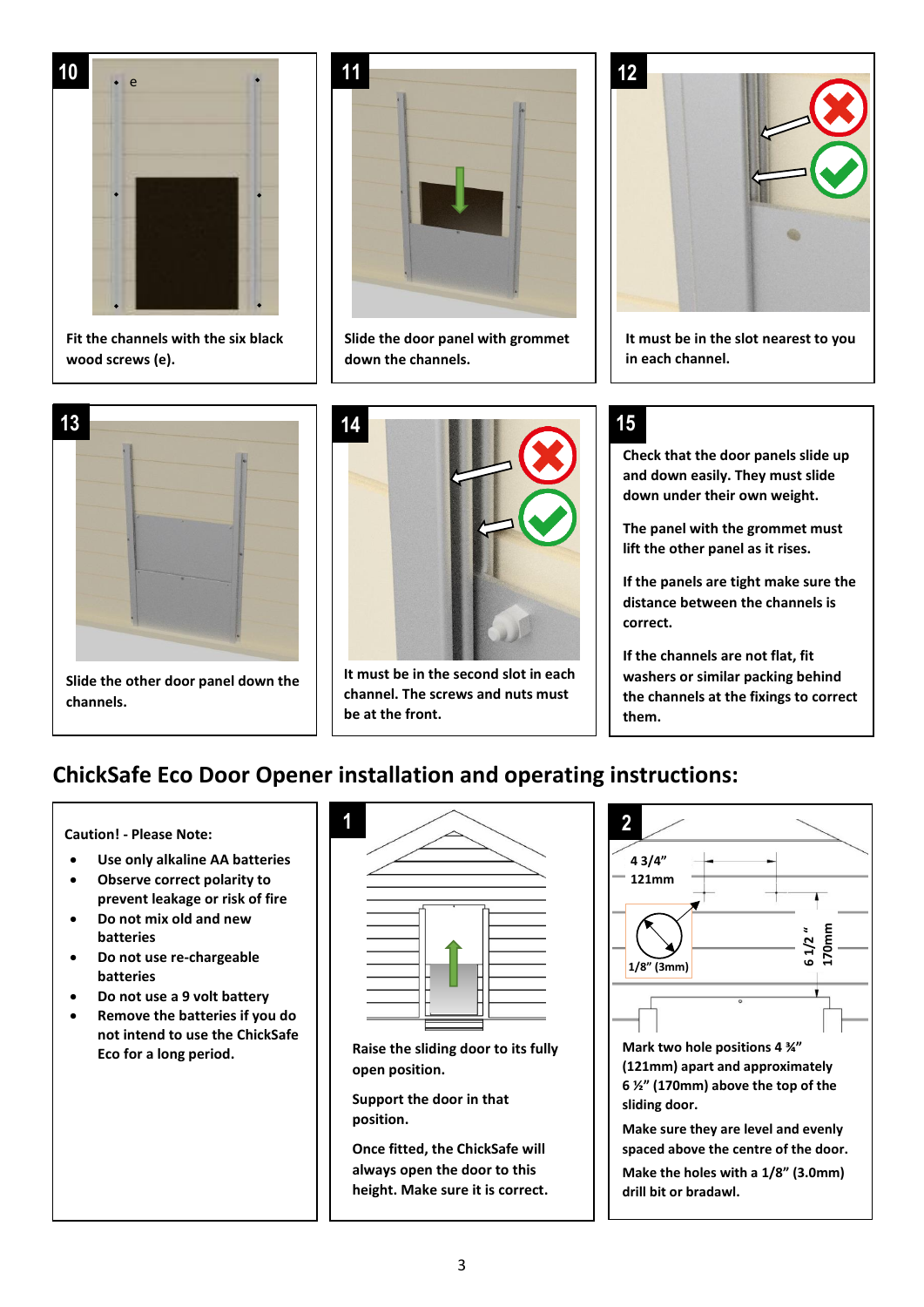**10**

e

Fit the channels with the six black wood screws (e).

**11**

Slide the door panel with grommet down the channels.

**12**

It must be in the slot nearest to you in each channel.

**13**

Slide the other door panel down the channels.

**14**

It must be in the second slot in each channel. The screws and nuts must be at the front.

**15**

Check that the door panels slide up and down easily. They must slide down under their own weight.

The panel with the grommet must lift the other panel as it rises.

If the panels are tight make sure the distance between the channels is correct.

If the channels are not flat, fit washers or similar packing behind the channels at the fixings to correct them.

## ChickSafe Eco Door Opener installation and operating instructions:

**Caution! - Please Note:**

- Use only alkaline AA batteries
- Observe correct polarity to prevent leakage or risk of fire
- Do not mix old and new batteries
- Do not use re-chargeable batteries
- Do not use a 9 volt battery
- Remove the batteries if you do not intend to use the ChickSafe Eco for a long period.

**1**

Raise the sliding door to its fully open position.

Support the door in that position.

Once fitted, the ChickSafe will always open the door to this height. Make sure it is correct.

**2**

4 3/4″
121mm

1/8″ (3mm)

6 1/2″
170mm

Mark two hole positions 4 ¾″ (121mm) apart and approximately 6 ½″ (170mm) above the top of the sliding door.

Make sure they are level and evenly spaced above the centre of the door.

Make the holes with a 1/8″ (3.0mm) drill bit or bradawl.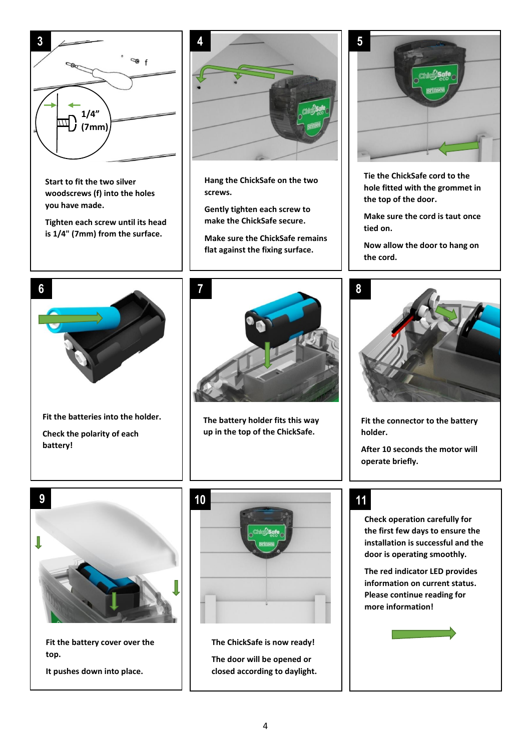## 3

1/4" (7mm)

Start to fit the two silver woodscrews (f) into the holes you have made.

Tighten each screw until its head is 1/4" (7mm) from the surface.

## 4

Hang the ChickSafe on the two screws.

Gently tighten each screw to make the ChickSafe secure.

Make sure the ChickSafe remains flat against the fixing surface.

## 5

Tie the ChickSafe cord to the hole fitted with the grommet in the top of the door.

Make sure the cord is taut once tied on.

Now allow the door to hang on the cord.

## 6

Fit the batteries into the holder.

Check the polarity of each battery!

## 7

The battery holder fits this way up in the top of the ChickSafe.

## 8

Fit the connector to the battery holder.

After 10 seconds the motor will operate briefly.

## 9

Fit the battery cover over the top.

It pushes down into place.

## 10

The ChickSafe is now ready!

The door will be opened or closed according to daylight.

## 11

Check operation carefully for the first few days to ensure the installation is successful and the door is operating smoothly.

The red indicator LED provides information on current status. Please continue reading for more information!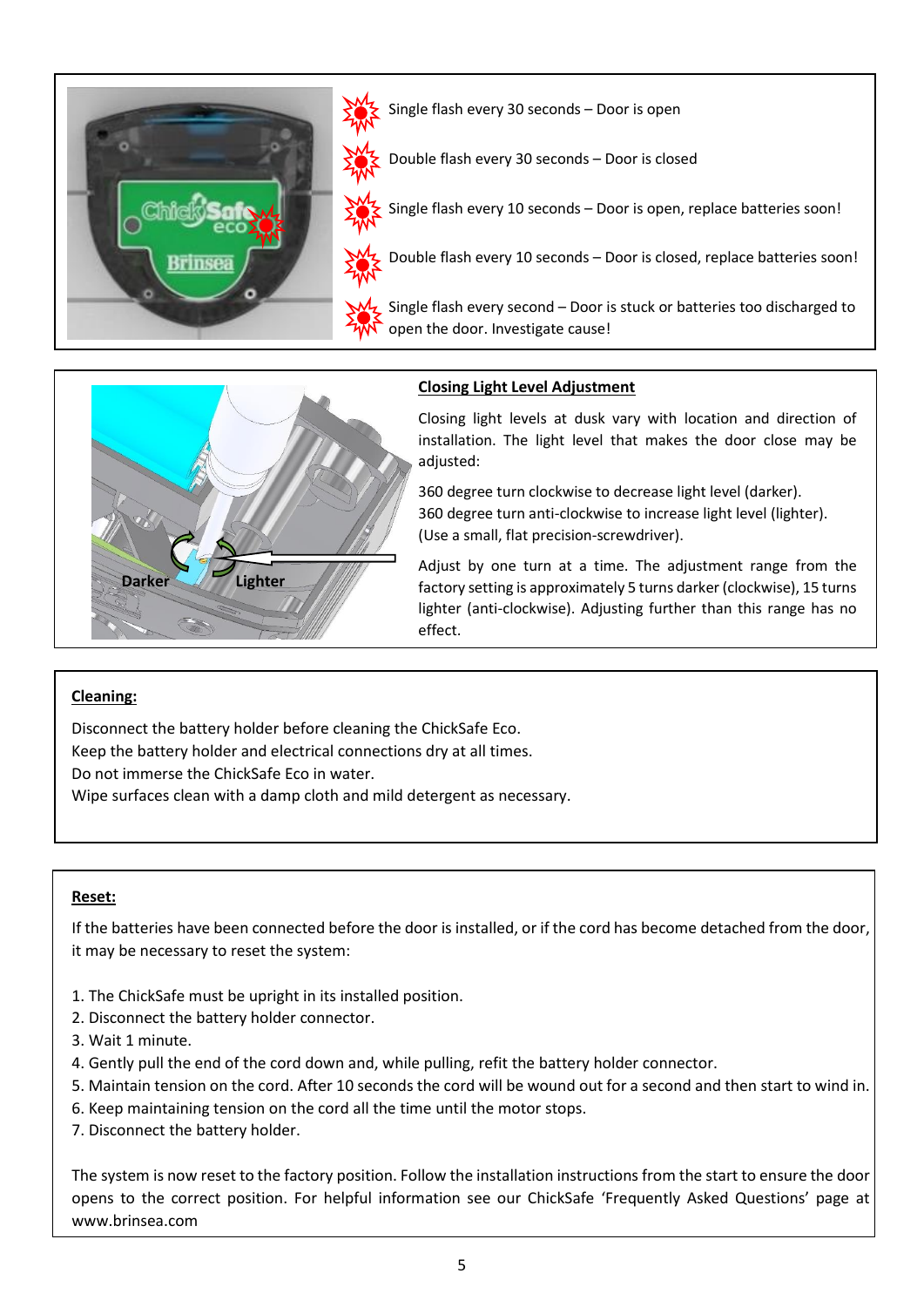Single flash every 30 seconds – Door is open

Double flash every 30 seconds – Door is closed

Single flash every 10 seconds – Door is open, replace batteries soon!

Double flash every 10 seconds – Door is closed, replace batteries soon!

Single flash every second – Door is stuck or batteries too discharged to open the door. Investigate cause!

Darker

Lighter

**Closing Light Level Adjustment**

Closing light levels at dusk vary with location and direction of installation. The light level that makes the door close may be adjusted:

360 degree turn clockwise to decrease light level (darker).
360 degree turn anti-clockwise to increase light level (lighter).
(Use a small, flat precision-screwdriver).

Adjust by one turn at a time. The adjustment range from the factory setting is approximately 5 turns darker (clockwise), 15 turns lighter (anti-clockwise). Adjusting further than this range has no effect.

**Cleaning:**

Disconnect the battery holder before cleaning the ChickSafe Eco.
Keep the battery holder and electrical connections dry at all times.
Do not immerse the ChickSafe Eco in water.
Wipe surfaces clean with a damp cloth and mild detergent as necessary.

**Reset:**

If the batteries have been connected before the door is installed, or if the cord has become detached from the door, it may be necessary to reset the system:

1. The ChickSafe must be upright in its installed position.
2. Disconnect the battery holder connector.
3. Wait 1 minute.
4. Gently pull the end of the cord down and, while pulling, refit the battery holder connector.
5. Maintain tension on the cord. After 10 seconds the cord will be wound out for a second and then start to wind in.
6. Keep maintaining tension on the cord all the time until the motor stops.
7. Disconnect the battery holder.

The system is now reset to the factory position. Follow the installation instructions from the start to ensure the door opens to the correct position. For helpful information see our ChickSafe 'Frequently Asked Questions' page at www.brinsea.com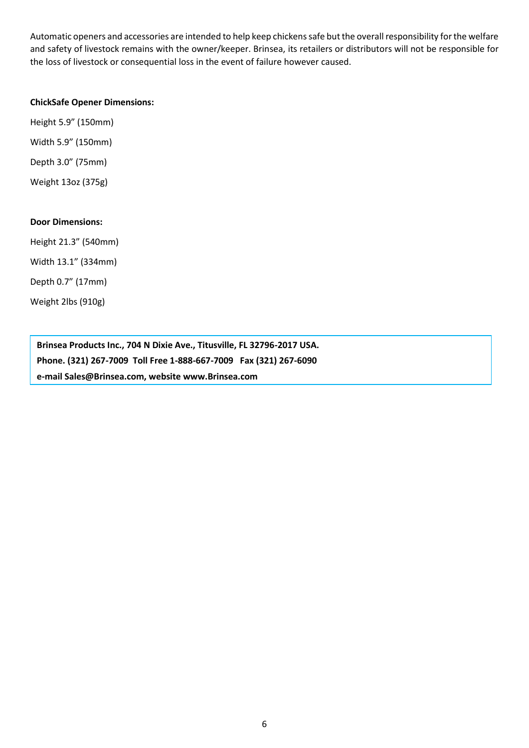Automatic openers and accessories are intended to help keep chickens safe but the overall responsibility for the welfare and safety of livestock remains with the owner/keeper. Brinsea, its retailers or distributors will not be responsible for the loss of livestock or consequential loss in the event of failure however caused.

**ChickSafe Opener Dimensions:**

Height 5.9” (150mm)

Width 5.9” (150mm)

Depth 3.0” (75mm)

Weight 13oz (375g)

**Door Dimensions:**

Height 21.3” (540mm)

Width 13.1” (334mm)

Depth 0.7” (17mm)

Weight 2lbs (910g)

**Brinsea Products Inc., 704 N Dixie Ave., Titusville, FL 32796-2017 USA.**
**Phone. (321) 267-7009 Toll Free 1-888-667-7009 Fax (321) 267-6090**
**e-mail Sales@Brinsea.com, website www.Brinsea.com**